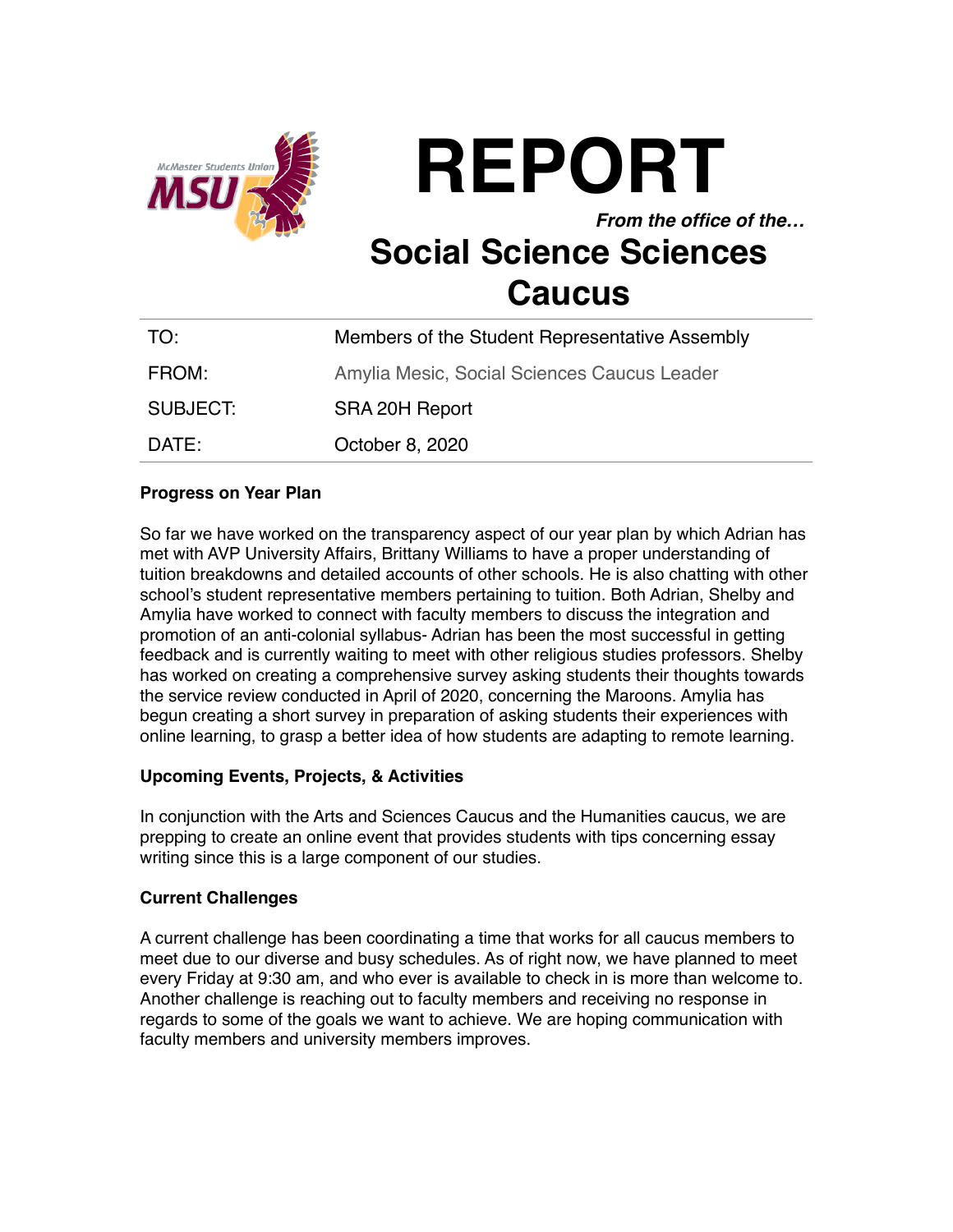# REPORT

***From the office of the…***

## Social Science Sciences Caucus

| | |
|---|---|
| TO: | Members of the Student Representative Assembly |
| FROM: | Amylia Mesic, Social Sciences Caucus Leader |
| SUBJECT: | SRA 20H Report |
| DATE: | October 8, 2020 |

**Progress on Year Plan**

So far we have worked on the transparency aspect of our year plan by which Adrian has met with AVP University Affairs, Brittany Williams to have a proper understanding of tuition breakdowns and detailed accounts of other schools. He is also chatting with other school's student representative members pertaining to tuition. Both Adrian, Shelby and Amylia have worked to connect with faculty members to discuss the integration and promotion of an anti-colonial syllabus- Adrian has been the most successful in getting feedback and is currently waiting to meet with other religious studies professors. Shelby has worked on creating a comprehensive survey asking students their thoughts towards the service review conducted in April of 2020, concerning the Maroons. Amylia has begun creating a short survey in preparation of asking students their experiences with online learning, to grasp a better idea of how students are adapting to remote learning.

**Upcoming Events, Projects, & Activities**

In conjunction with the Arts and Sciences Caucus and the Humanities caucus, we are prepping to create an online event that provides students with tips concerning essay writing since this is a large component of our studies.

**Current Challenges**

A current challenge has been coordinating a time that works for all caucus members to meet due to our diverse and busy schedules. As of right now, we have planned to meet every Friday at 9:30 am, and who ever is available to check in is more than welcome to. Another challenge is reaching out to faculty members and receiving no response in regards to some of the goals we want to achieve. We are hoping communication with faculty members and university members improves.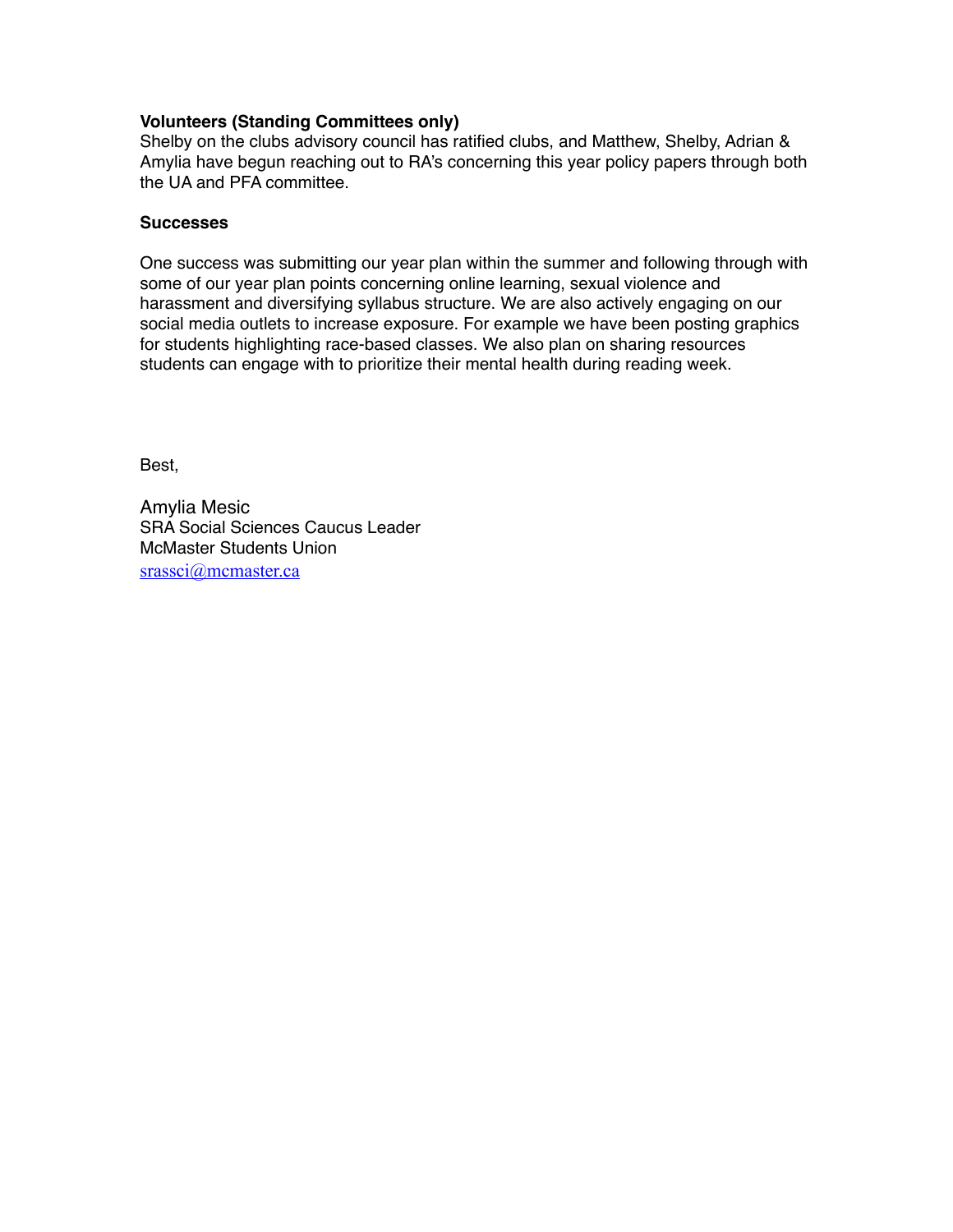**Volunteers (Standing Committees only)**
Shelby on the clubs advisory council has ratified clubs, and Matthew, Shelby, Adrian & Amylia have begun reaching out to RA's concerning this year policy papers through both the UA and PFA committee.

**Successes**

One success was submitting our year plan within the summer and following through with some of our year plan points concerning online learning, sexual violence and harassment and diversifying syllabus structure. We are also actively engaging on our social media outlets to increase exposure. For example we have been posting graphics for students highlighting race-based classes. We also plan on sharing resources students can engage with to prioritize their mental health during reading week.

Best,

Amylia Mesic
SRA Social Sciences Caucus Leader
McMaster Students Union
srassci@mcmaster.ca